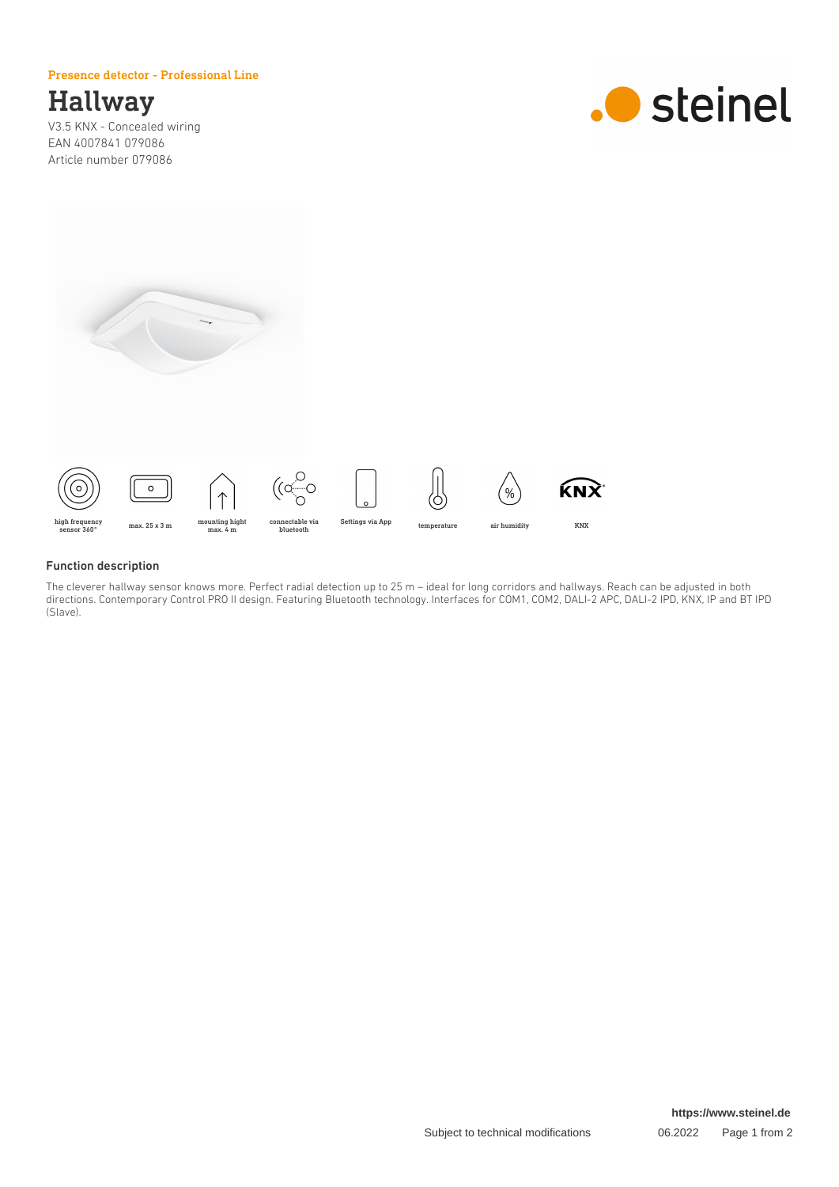Presence detector - Professional Line

# Hallway

V3.5 KNX - Concealed wiring
EAN 4007841 079086
Article number 079086

steinel

high frequency sensor 360°

max. 25 x 3 m

mounting hight max. 4 m

connectable via bluetooth

Settings via App

temperature

air humidity

KNX

## Function description

The cleverer hallway sensor knows more. Perfect radial detection up to 25 m – ideal for long corridors and hallways. Reach can be adjusted in both directions. Contemporary Control PRO II design. Featuring Bluetooth technology. Interfaces for COM1, COM2, DALI-2 APC, DALI-2 IPD, KNX, IP and BT IPD (Slave).

https://www.steinel.de

Subject to technical modifications 06.2022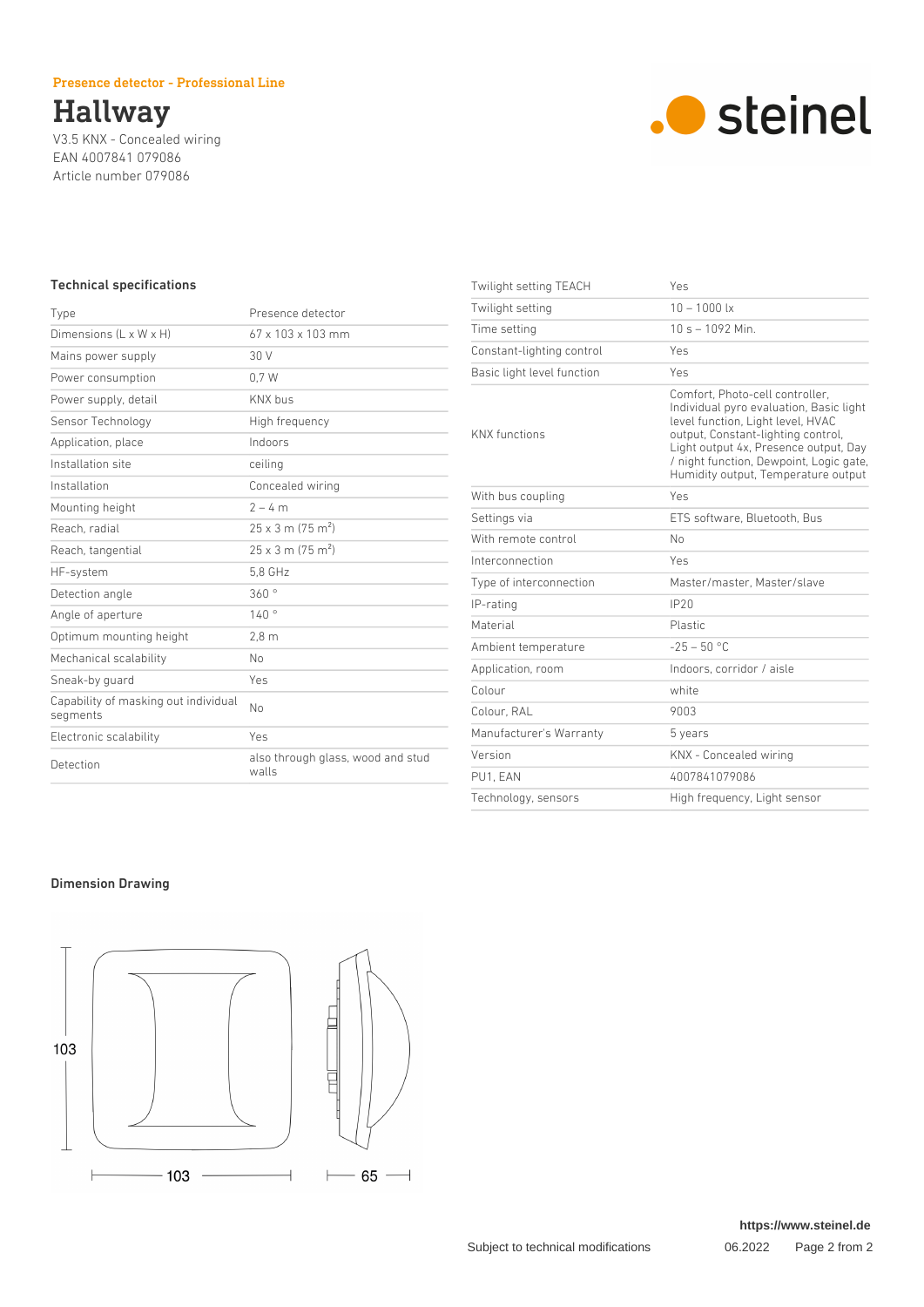Presence detector - Professional Line

# Hallway

V3.5 KNX - Concealed wiring
EAN 4007841 079086
Article number 079086

## Technical specifications

| | |
|---|---|
| Type | Presence detector |
| Dimensions (L x W x H) | 67 x 103 x 103 mm |
| Mains power supply | 30 V |
| Power consumption | 0,7 W |
| Power supply, detail | KNX bus |
| Sensor Technology | High frequency |
| Application, place | Indoors |
| Installation site | ceiling |
| Installation | Concealed wiring |
| Mounting height | 2 – 4 m |
| Reach, radial | 25 x 3 m (75 m$^2$) |
| Reach, tangential | 25 x 3 m (75 m$^2$) |
| HF-system | 5,8 GHz |
| Detection angle | 360 ° |
| Angle of aperture | 140 ° |
| Optimum mounting height | 2,8 m |
| Mechanical scalability | No |
| Sneak-by guard | Yes |
| Capability of masking out individual segments | No |
| Electronic scalability | Yes |
| Detection | also through glass, wood and stud walls |
| Twilight setting TEACH | Yes |
| Twilight setting | 10 – 1000 lx |
| Time setting | 10 s – 1092 Min. |
| Constant-lighting control | Yes |
| Basic light level function | Yes |
| KNX functions | Comfort, Photo-cell controller, Individual pyro evaluation, Basic light level function, Light level, HVAC output, Constant-lighting control, Light output 4x, Presence output, Day / night function, Dewpoint, Logic gate, Humidity output, Temperature output |
| With bus coupling | Yes |
| Settings via | ETS software, Bluetooth, Bus |
| With remote control | No |
| Interconnection | Yes |
| Type of interconnection | Master/master, Master/slave |
| IP-rating | IP20 |
| Material | Plastic |
| Ambient temperature | -25 – 50 °C |
| Application, room | Indoors, corridor / aisle |
| Colour | white |
| Colour, RAL | 9003 |
| Manufacturer's Warranty | 5 years |
| Version | KNX - Concealed wiring |
| PU1, EAN | 4007841079086 |
| Technology, sensors | High frequency, Light sensor |

## Dimension Drawing

103

103

65

https://www.steinel.de

Subject to technical modifications 06.2022